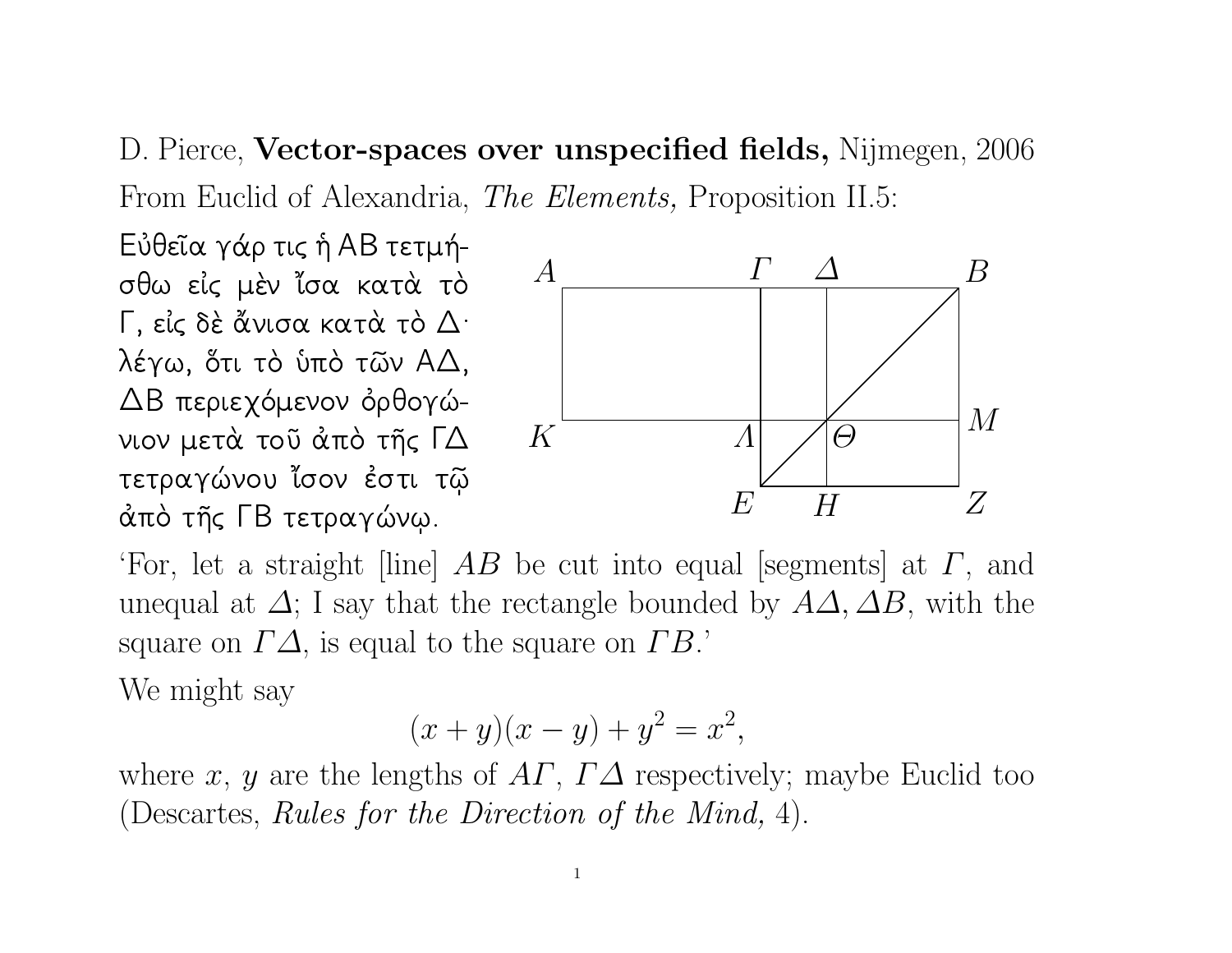D. Pierce, **Vector-spaces over unspecified fields,** Nijmegen, 2006

From Euclid of Alexandria, *The Elements,* Proposition II.5:

Εὐθεῖα γάρ τις ἡ ΑΒ τετμήσθω εἰς μὲν ἴσα κατὰ τὸ Γ, εἰς δὲ ἄνισα κατὰ τὸ Δ· λέγω, ὅτι τὸ ὑπὸ τῶν ΑΔ, ΔΒ περιεχόμενον ὀρθογώνιον μετὰ τοῦ ἀπὸ τῆς ΓΔ τετραγώνου ἴσον ἐστι τῷ ἀπὸ τῆς ΓΒ τετραγώνῳ.

'For, let a straight [line] $AB$ be cut into equal [segments] at $\Gamma$, and unequal at $\Delta$; I say that the rectangle bounded by $A\Delta, \Delta B$, with the square on $\Gamma\Delta$, is equal to the square on $\Gamma B$.'

We might say

$$(x + y)(x - y) + y^2 = x^2,$$

where $x$, $y$ are the lengths of $A\Gamma$, $\Gamma\Delta$ respectively; maybe Euclid too (Descartes, *Rules for the Direction of the Mind,* 4).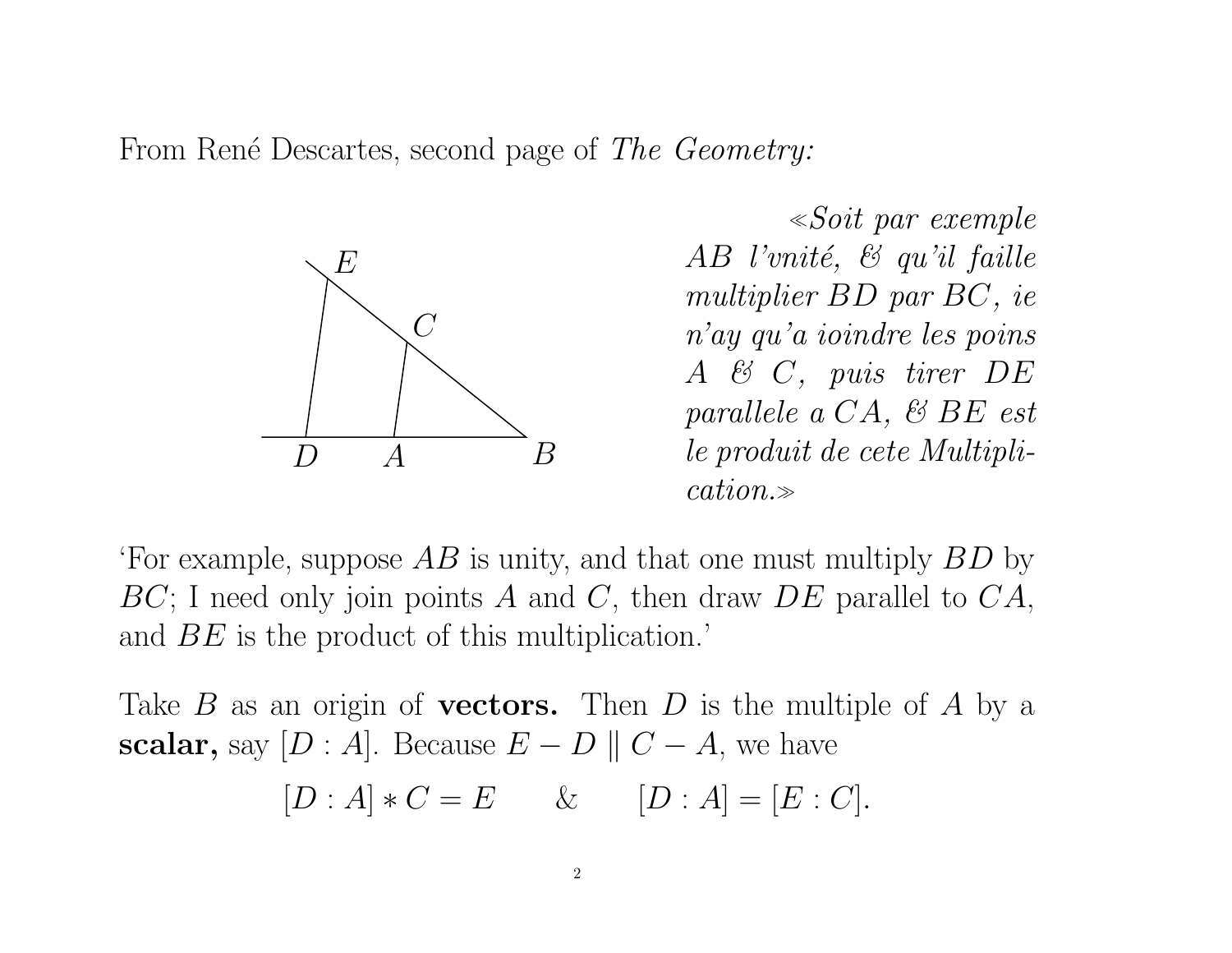From René Descartes, second page of *The Geometry:*

*«Soit par exemple AB l'vnité, & qu'il faille multiplier BD par BC, ie n'ay qu'a ioindre les poins A & C, puis tirer DE parallele a CA, & BE est le produit de cete Multiplication.»*

'For example, suppose $AB$ is unity, and that one must multiply $BD$ by $BC$; I need only join points $A$ and $C$, then draw $DE$ parallel to $CA$, and $BE$ is the product of this multiplication.'

Take $B$ as an origin of **vectors.** Then $D$ is the multiple of $A$ by a **scalar,** say $[D : A]$. Because $E - D \parallel C - A$, we have

$$[D : A] * C = E \qquad \& \qquad [D : A] = [E : C].$$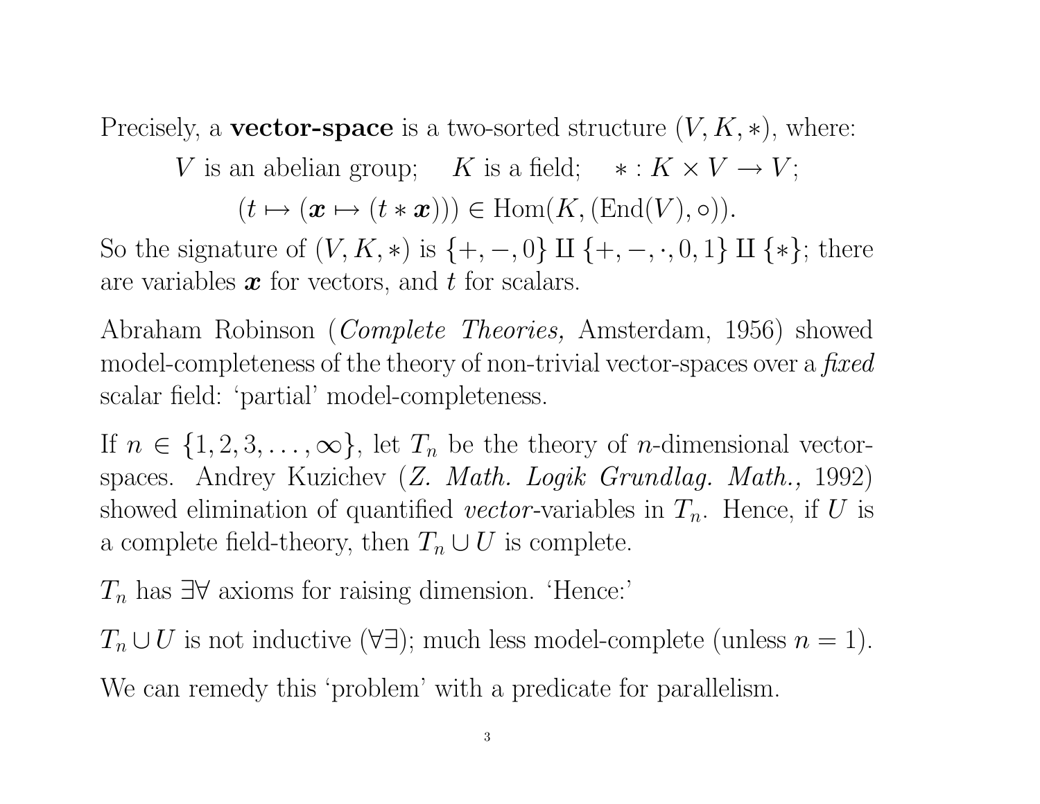Precisely, a **vector-space** is a two-sorted structure $(V, K, *)$, where:

$$V \text{ is an abelian group}; \quad K \text{ is a field}; \quad * : K \times V \to V;$$

$$(t \mapsto (\boldsymbol{x} \mapsto (t * \boldsymbol{x}))) \in \operatorname{Hom}(K, (\operatorname{End}(V), \circ)).$$

So the signature of $(V, K, *)$ is $\{+, -, 0\} \amalg \{+, -, \cdot, 0, 1\} \amalg \{*\}$; there are variables $\boldsymbol{x}$ for vectors, and $t$ for scalars.

Abraham Robinson (*Complete Theories,* Amsterdam, 1956) showed model-completeness of the theory of non-trivial vector-spaces over a *fixed* scalar field: 'partial' model-completeness.

If $n \in \{1, 2, 3, \dots, \infty\}$, let $T_n$ be the theory of $n$-dimensional vector-spaces. Andrey Kuzichev (*Z. Math. Logik Grundlag. Math.,* 1992) showed elimination of quantified *vector*-variables in $T_n$. Hence, if $U$ is a complete field-theory, then $T_n \cup U$ is complete.

$T_n$ has $\exists\forall$ axioms for raising dimension. 'Hence:'

$T_n \cup U$ is not inductive ($\forall\exists$); much less model-complete (unless $n = 1$).

We can remedy this 'problem' with a predicate for parallelism.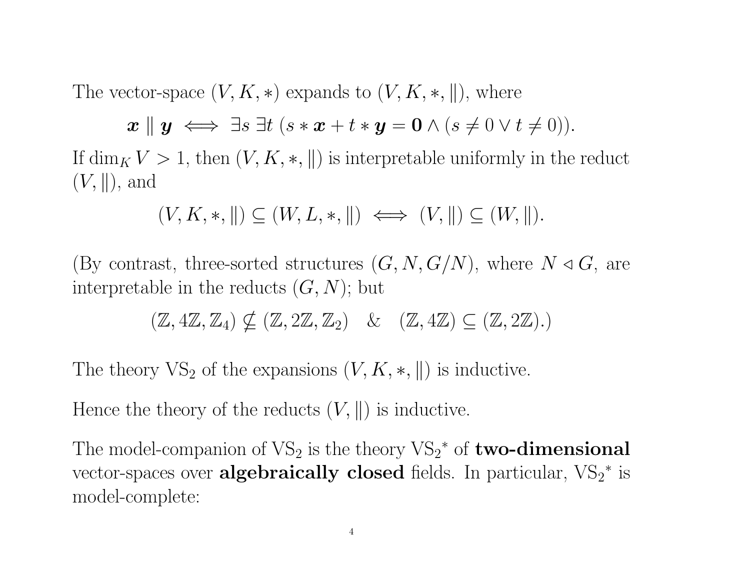The vector-space $(V, K, *)$ expands to $(V, K, *, \|)$, where

$$\boldsymbol{x} \parallel \boldsymbol{y} \iff \exists s\ \exists t\ (s * \boldsymbol{x} + t * \boldsymbol{y} = \boldsymbol{0} \land (s \neq 0 \lor t \neq 0)).$$

If $\dim_K V > 1$, then $(V, K, *, \|)$ is interpretable uniformly in the reduct $(V, \|)$, and

$$(V, K, *, \|) \subseteq (W, L, *, \|) \iff (V, \|) \subseteq (W, \|).$$

(By contrast, three-sorted structures $(G, N, G/N)$, where $N \triangleleft G$, are interpretable in the reducts $(G, N)$; but

$$(\mathbb{Z}, 4\mathbb{Z}, \mathbb{Z}_4) \nsubseteq (\mathbb{Z}, 2\mathbb{Z}, \mathbb{Z}_2) \quad \& \quad (\mathbb{Z}, 4\mathbb{Z}) \subseteq (\mathbb{Z}, 2\mathbb{Z}).)$$

The theory $\mathrm{VS}_2$ of the expansions $(V, K, *, \|)$ is inductive.

Hence the theory of the reducts $(V, \|)$ is inductive.

The model-companion of $\mathrm{VS}_2$ is the theory ${\mathrm{VS}_2}^*$ of **two-dimensional** vector-spaces over **algebraically closed** fields. In particular, ${\mathrm{VS}_2}^*$ is model-complete: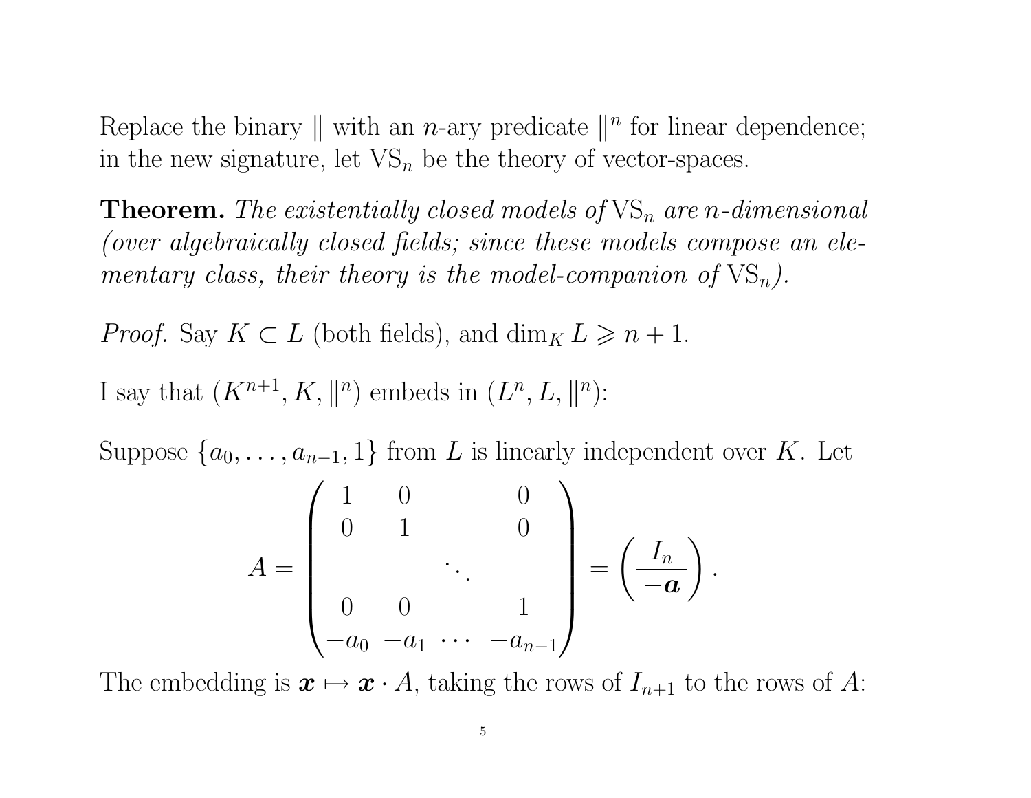Replace the binary $\|$ with an $n$-ary predicate $\|^n$ for linear dependence; in the new signature, let $\mathrm{VS}_n$ be the theory of vector-spaces.

**Theorem.** *The existentially closed models of* $\mathrm{VS}_n$ *are* $n$*-dimensional (over algebraically closed fields; since these models compose an elementary class, their theory is the model-companion of* $\mathrm{VS}_n$*).*

*Proof.* Say $K \subset L$ (both fields), and $\dim_K L \geqslant n+1$.

I say that $(K^{n+1}, K, \|^n)$ embeds in $(L^n, L, \|^n)$:

Suppose $\{a_0, \dots, a_{n-1}, 1\}$ from $L$ is linearly independent over $K$. Let

$$A = \begin{pmatrix} 1 & 0 & & 0 \\ 0 & 1 & & 0 \\ & & \ddots & \\ 0 & 0 & & 1 \\ -a_0 & -a_1 & \cdots & -a_{n-1} \end{pmatrix} = \left( \frac{I_n}{-\boldsymbol{a}} \right).$$

The embedding is $\boldsymbol{x} \mapsto \boldsymbol{x} \cdot A$, taking the rows of $I_{n+1}$ to the rows of $A$: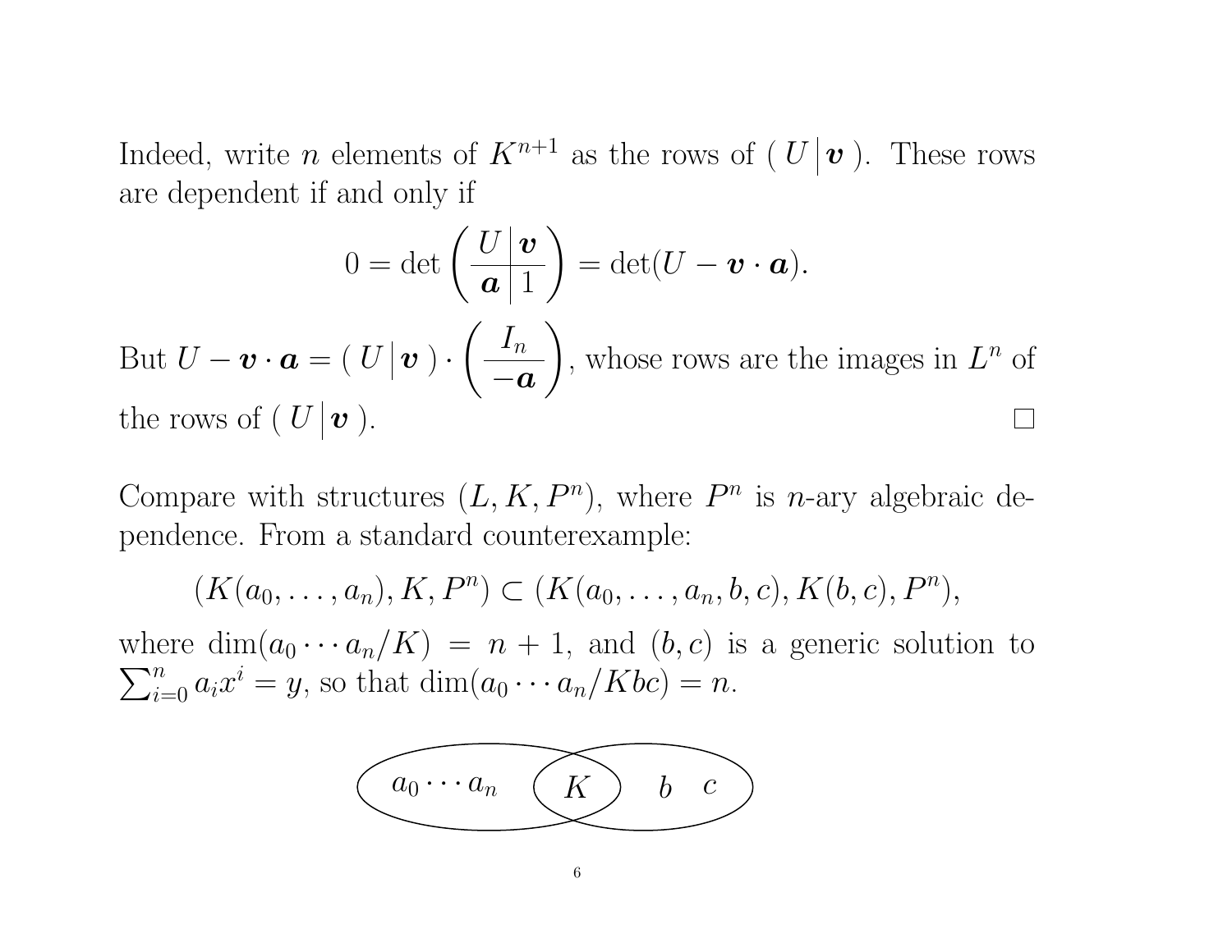Indeed, write $n$ elements of $K^{n+1}$ as the rows of $(\, U \,|\, \boldsymbol{v} \,)$. These rows are dependent if and only if

$$0 = \det \left( \begin{array}{c|c} U & \boldsymbol{v} \\ \hline \boldsymbol{a} & 1 \end{array} \right) = \det(U - \boldsymbol{v} \cdot \boldsymbol{a}).$$

But $U - \boldsymbol{v} \cdot \boldsymbol{a} = (\, U \,|\, \boldsymbol{v} \,) \cdot \left( \begin{array}{c} I_n \\ \hline -\boldsymbol{a} \end{array} \right)$, whose rows are the images in $L^n$ of the rows of $(\, U \,|\, \boldsymbol{v} \,)$. □

Compare with structures $(L, K, P^n)$, where $P^n$ is $n$-ary algebraic dependence. From a standard counterexample:

$$(K(a_0, \dots, a_n), K, P^n) \subset (K(a_0, \dots, a_n, b, c), K(b, c), P^n),$$

where $\dim(a_0 \cdots a_n / K) = n + 1$, and $(b, c)$ is a generic solution to $\sum_{i=0}^{n} a_i x^i = y$, so that $\dim(a_0 \cdots a_n / Kbc) = n$.

$a_0 \cdots a_n$

$K$

$b \quad c$